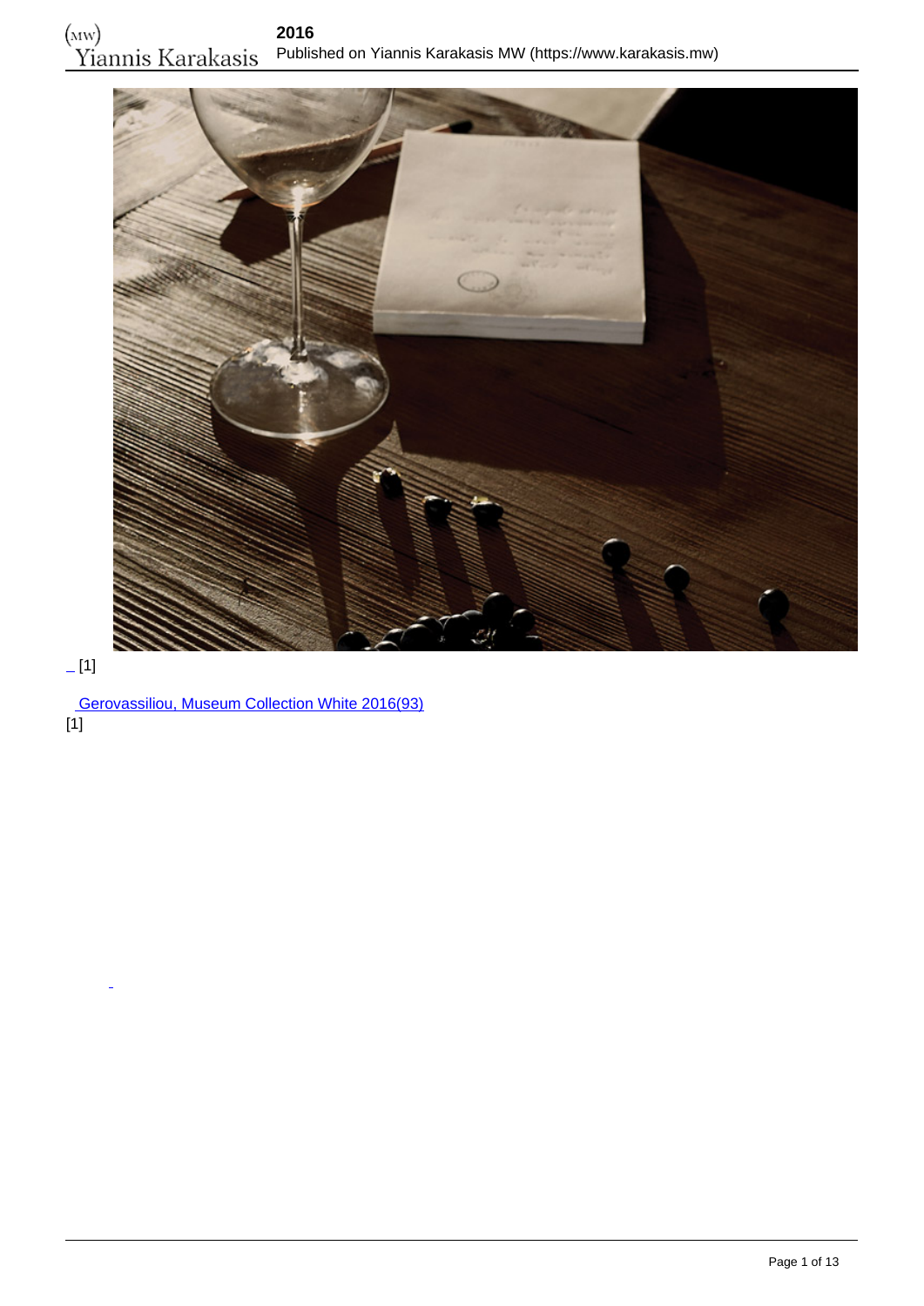_ [1]

Gerovassiliou, Museum Collection White 2016(93)
[1]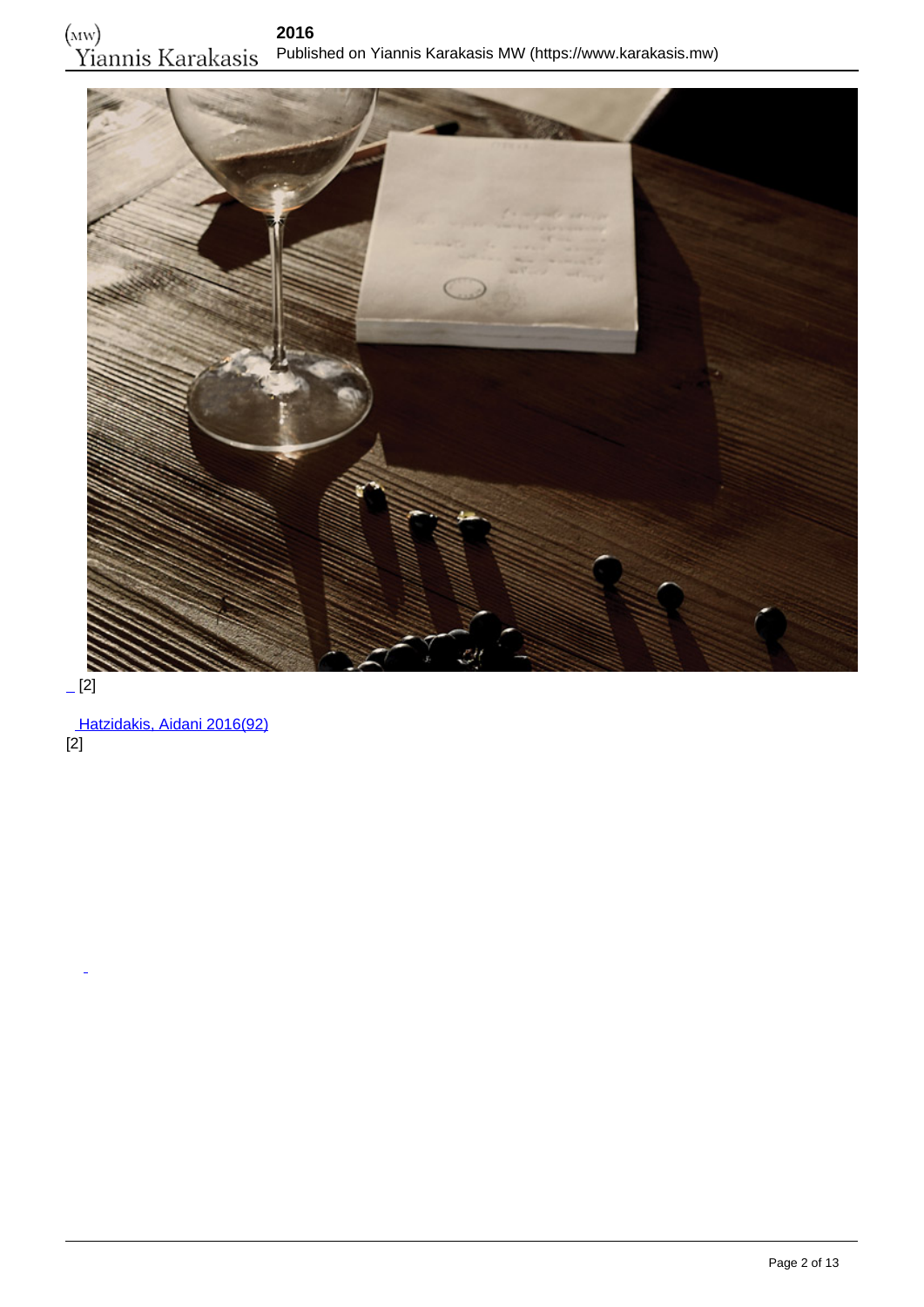_ [2]

[Hatzidakis, Aidani 2016(92)](#)
[2]

_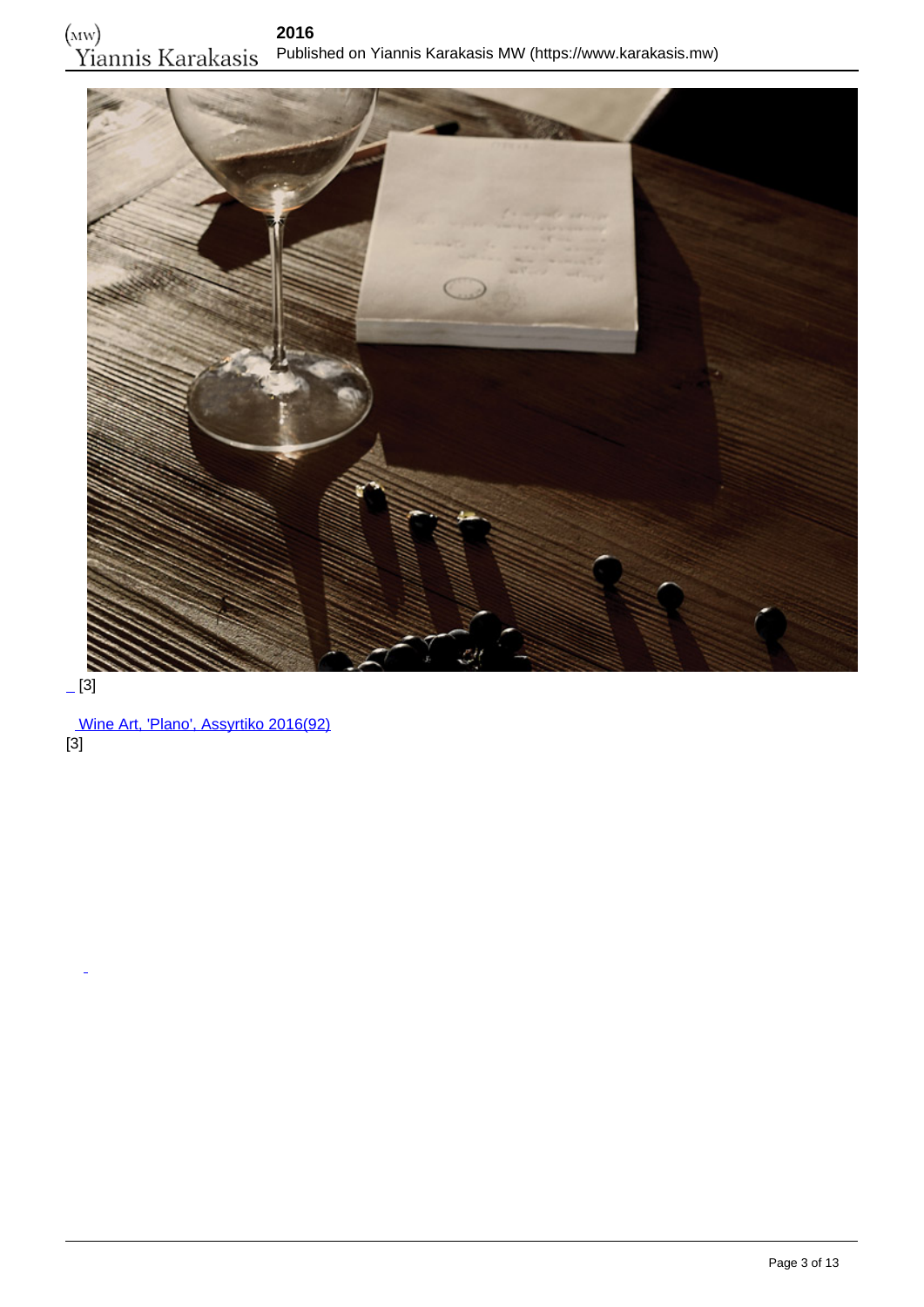_ [3]

[Wine Art, 'Plano', Assyrtiko 2016(92)]
[3]

_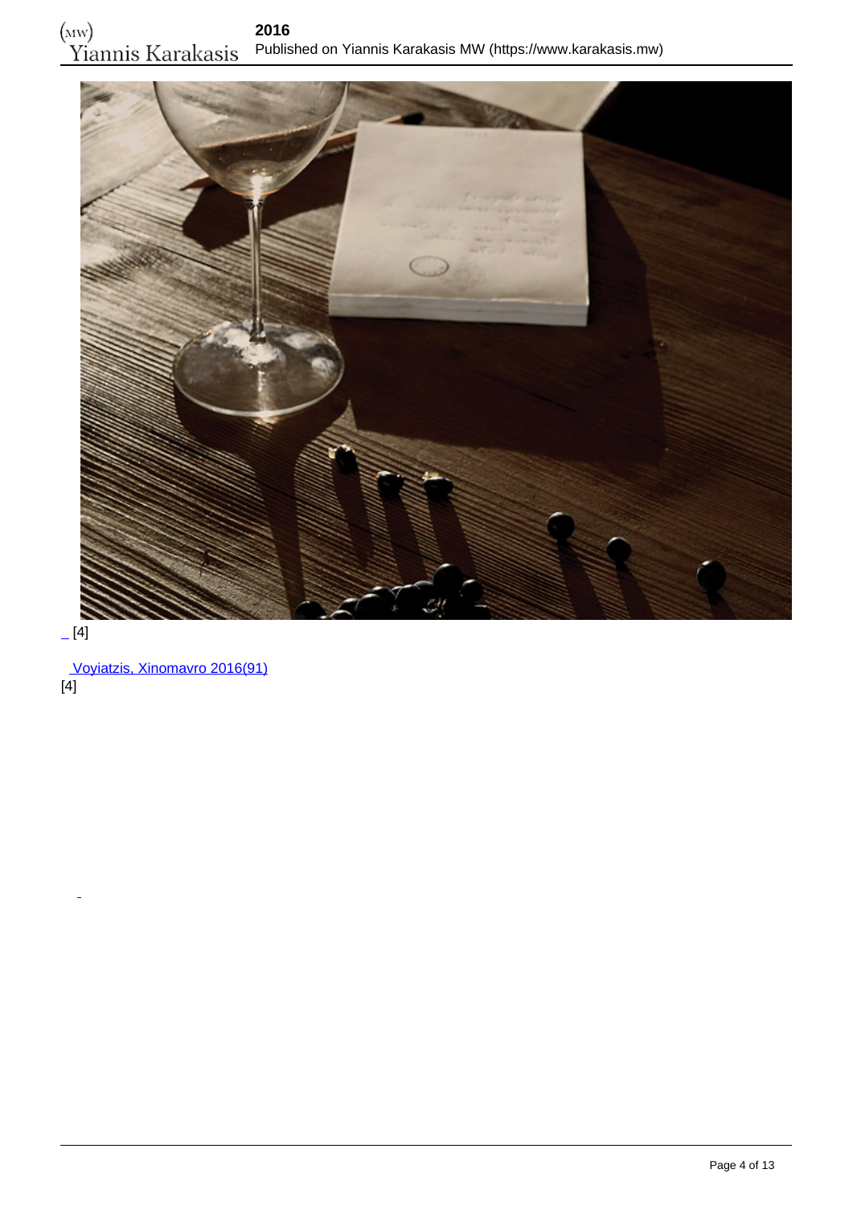_ [4]

 Voyiatzis, Xinomavro 2016(91)
[4]

_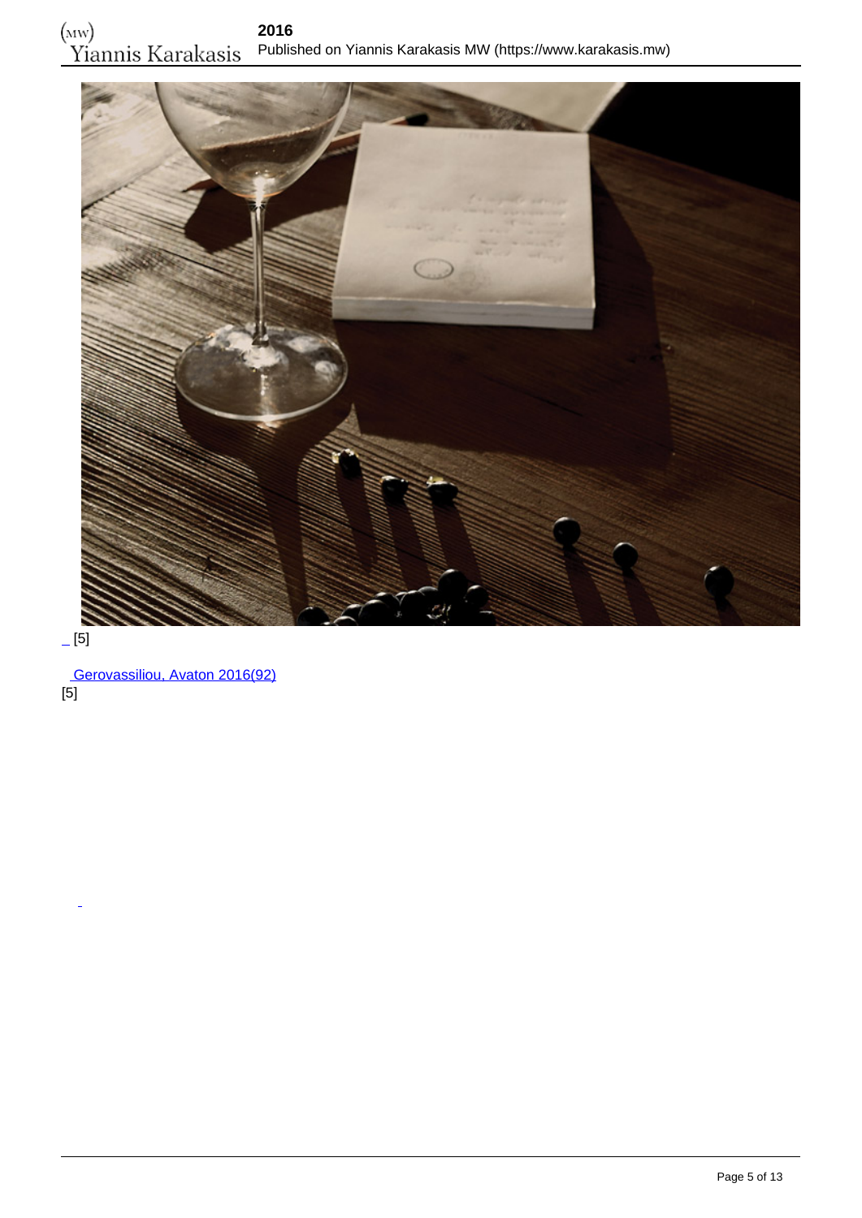_ [5]

[Gerovassiliou, Avaton 2016(92)]
[5]

_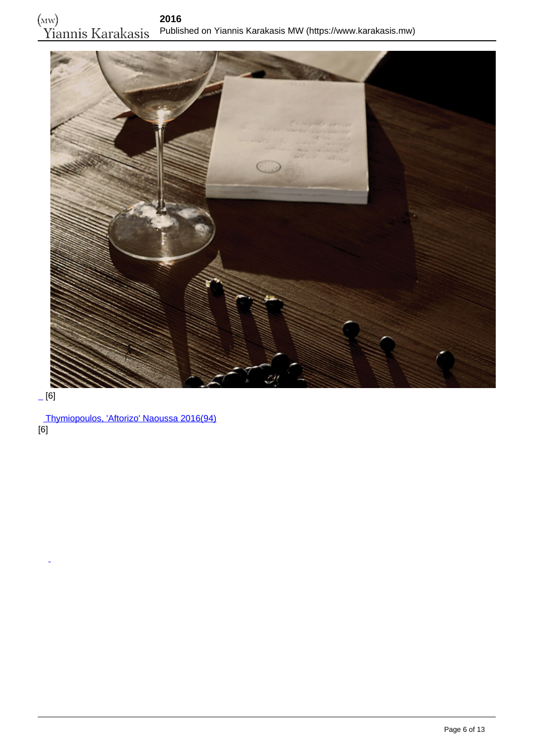_ [6]

Thymiopoulos, 'Aftorizo' Naoussa 2016(94)
[6]

_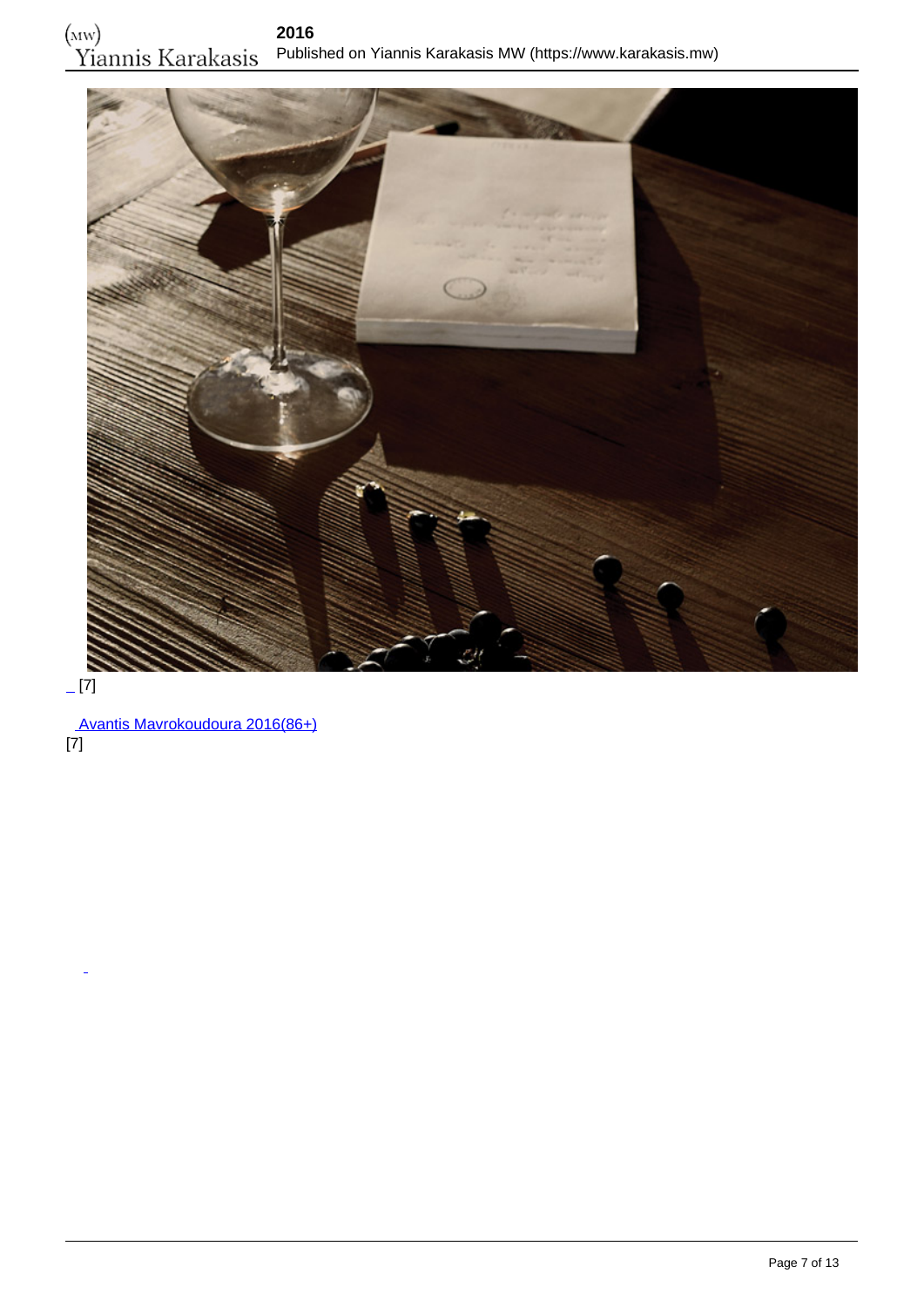_ [7]

Avantis Mavrokoudoura 2016(86+)
[7]

_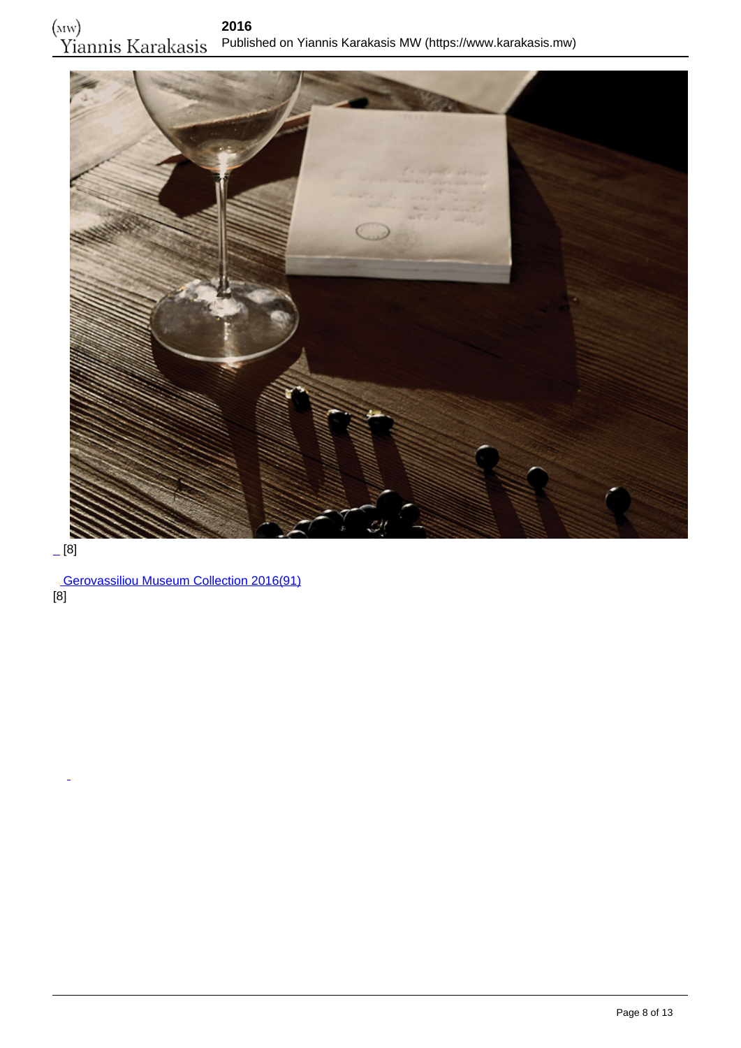_ [8]

Gerovassiliou Museum Collection 2016(91)
[8]

_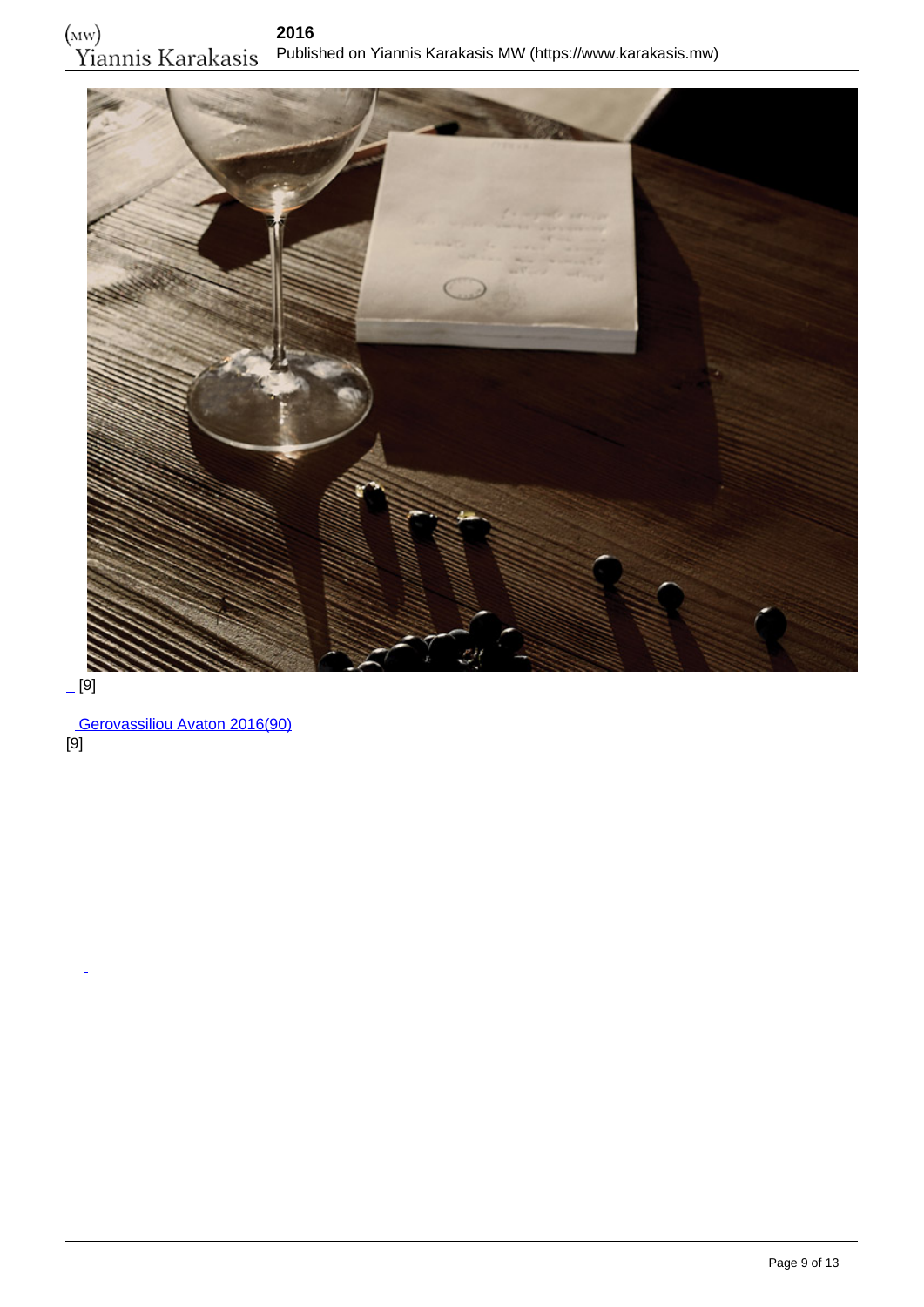[9]

Gerovassiliou Avaton 2016(90)
[9]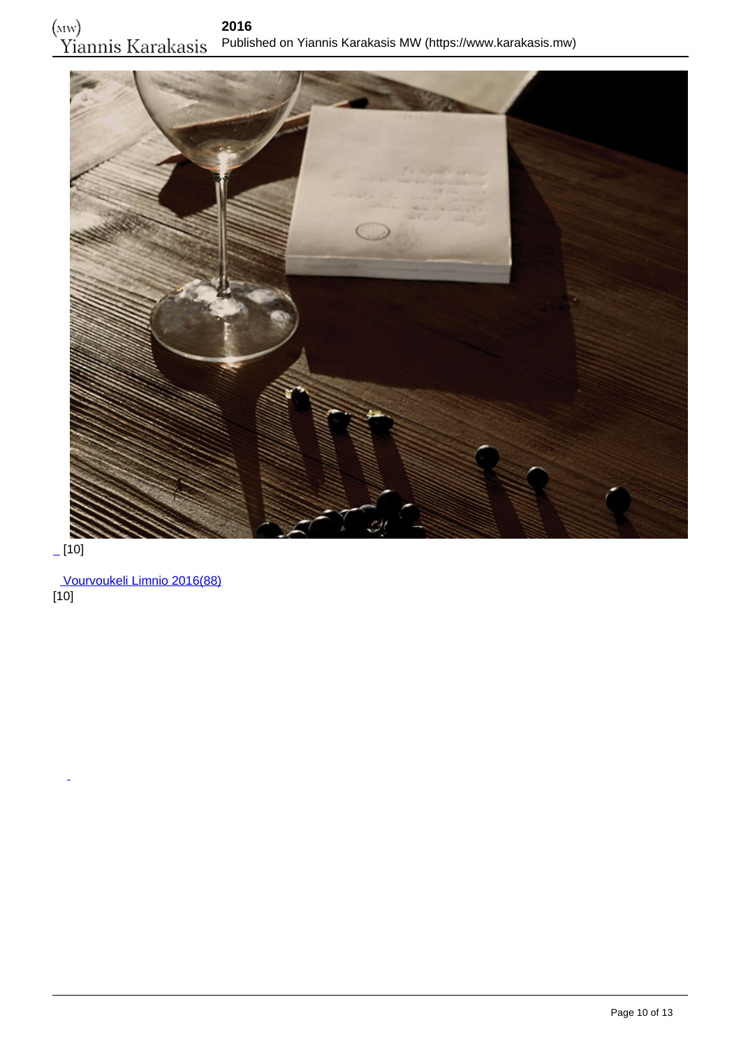_ [10]

 Vourvoukeli Limnio 2016(88)
[10]

_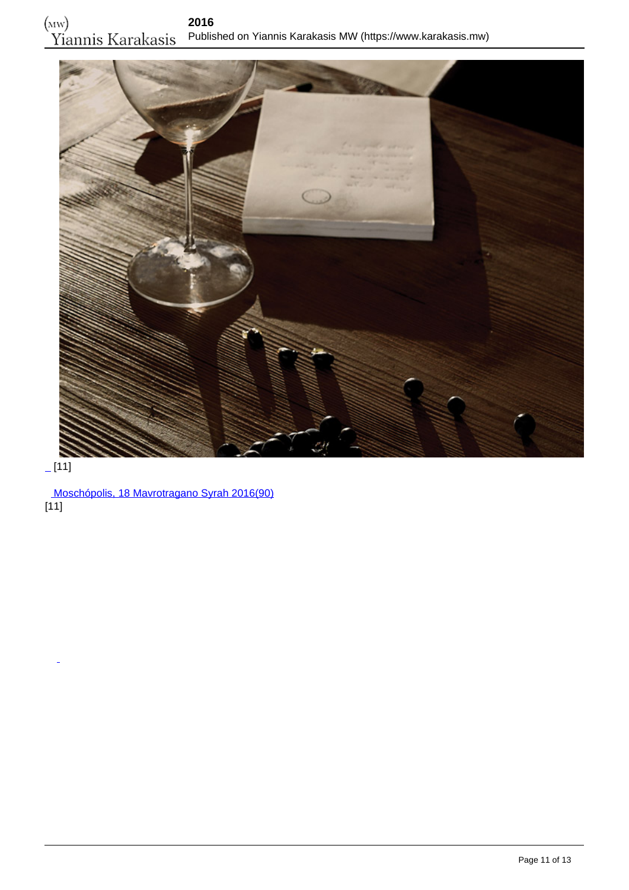_ [11]

[Moschópolis, 18 Mavrotragano Syrah 2016(90)]
[11]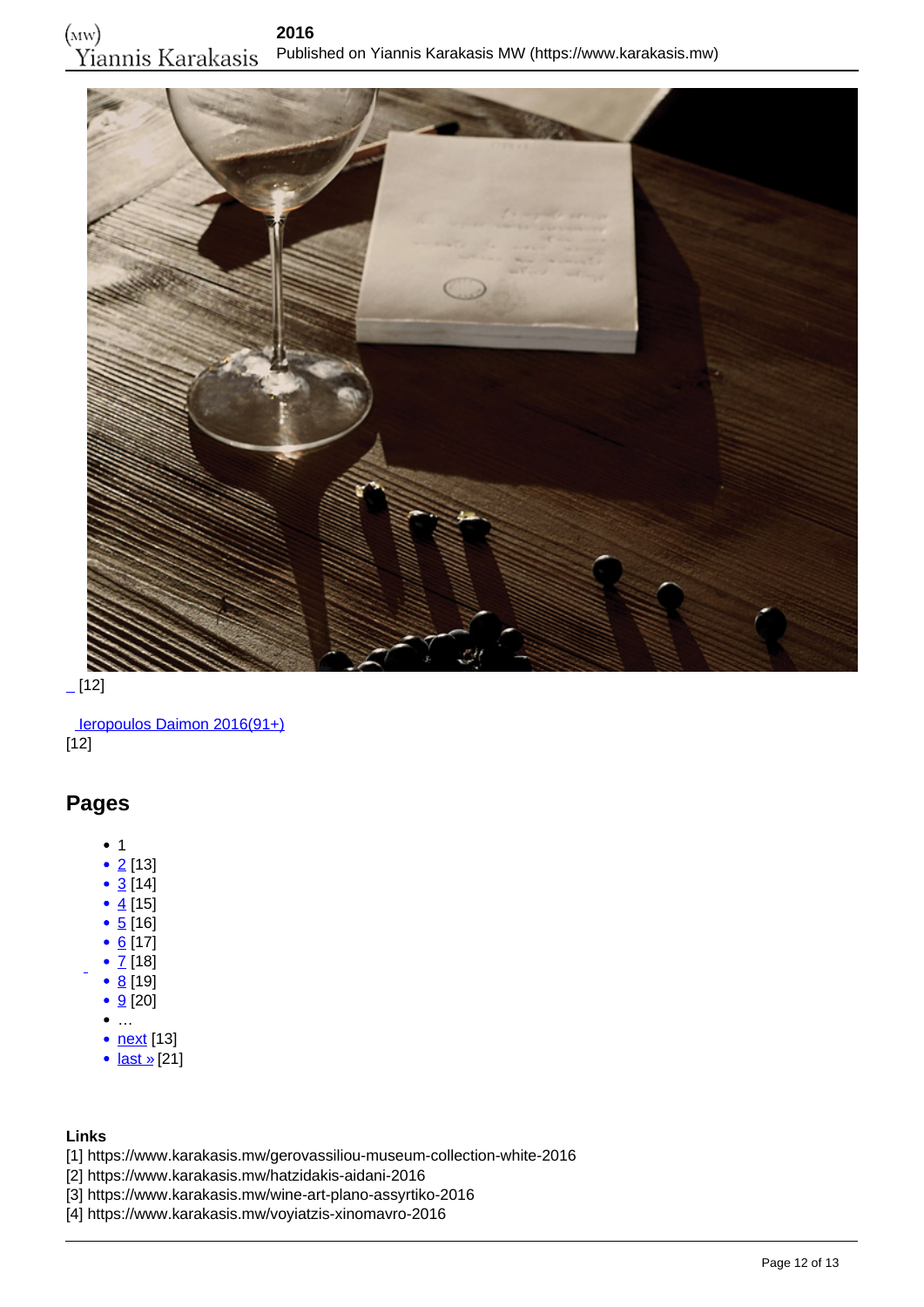_ [12]

Ieropoulos Daimon 2016(91+)
[12]

## Pages

- 1
- 2 [13]
- 3 [14]
- 4 [15]
- 5 [16]
- 6 [17]
- 7 [18]
- 8 [19]
- 9 [20]
- …
- next [13]
- last » [21]

**Links**
[1] https://www.karakasis.mw/gerovassiliou-museum-collection-white-2016
[2] https://www.karakasis.mw/hatzidakis-aidani-2016
[3] https://www.karakasis.mw/wine-art-plano-assyrtiko-2016
[4] https://www.karakasis.mw/voyiatzis-xinomavro-2016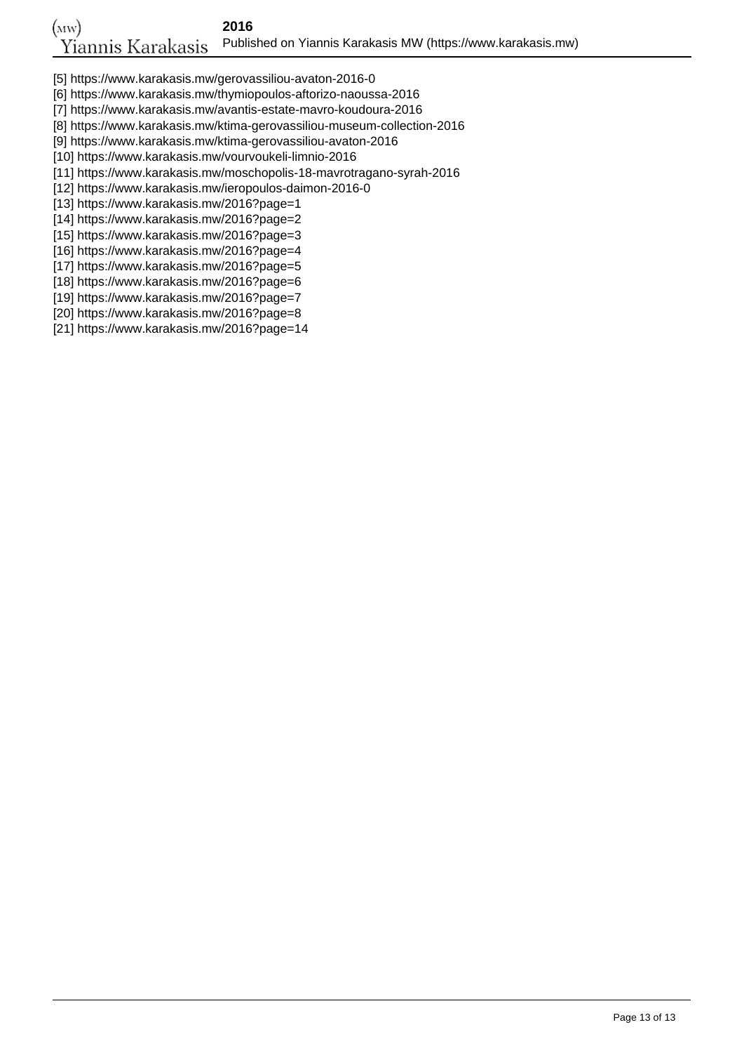[5] https://www.karakasis.mw/gerovassiliou-avaton-2016-0
[6] https://www.karakasis.mw/thymiopoulos-aftorizo-naoussa-2016
[7] https://www.karakasis.mw/avantis-estate-mavro-koudoura-2016
[8] https://www.karakasis.mw/ktima-gerovassiliou-museum-collection-2016
[9] https://www.karakasis.mw/ktima-gerovassiliou-avaton-2016
[10] https://www.karakasis.mw/vourvoukeli-limnio-2016
[11] https://www.karakasis.mw/moschopolis-18-mavrotragano-syrah-2016
[12] https://www.karakasis.mw/ieropoulos-daimon-2016-0
[13] https://www.karakasis.mw/2016?page=1
[14] https://www.karakasis.mw/2016?page=2
[15] https://www.karakasis.mw/2016?page=3
[16] https://www.karakasis.mw/2016?page=4
[17] https://www.karakasis.mw/2016?page=5
[18] https://www.karakasis.mw/2016?page=6
[19] https://www.karakasis.mw/2016?page=7
[20] https://www.karakasis.mw/2016?page=8
[21] https://www.karakasis.mw/2016?page=14